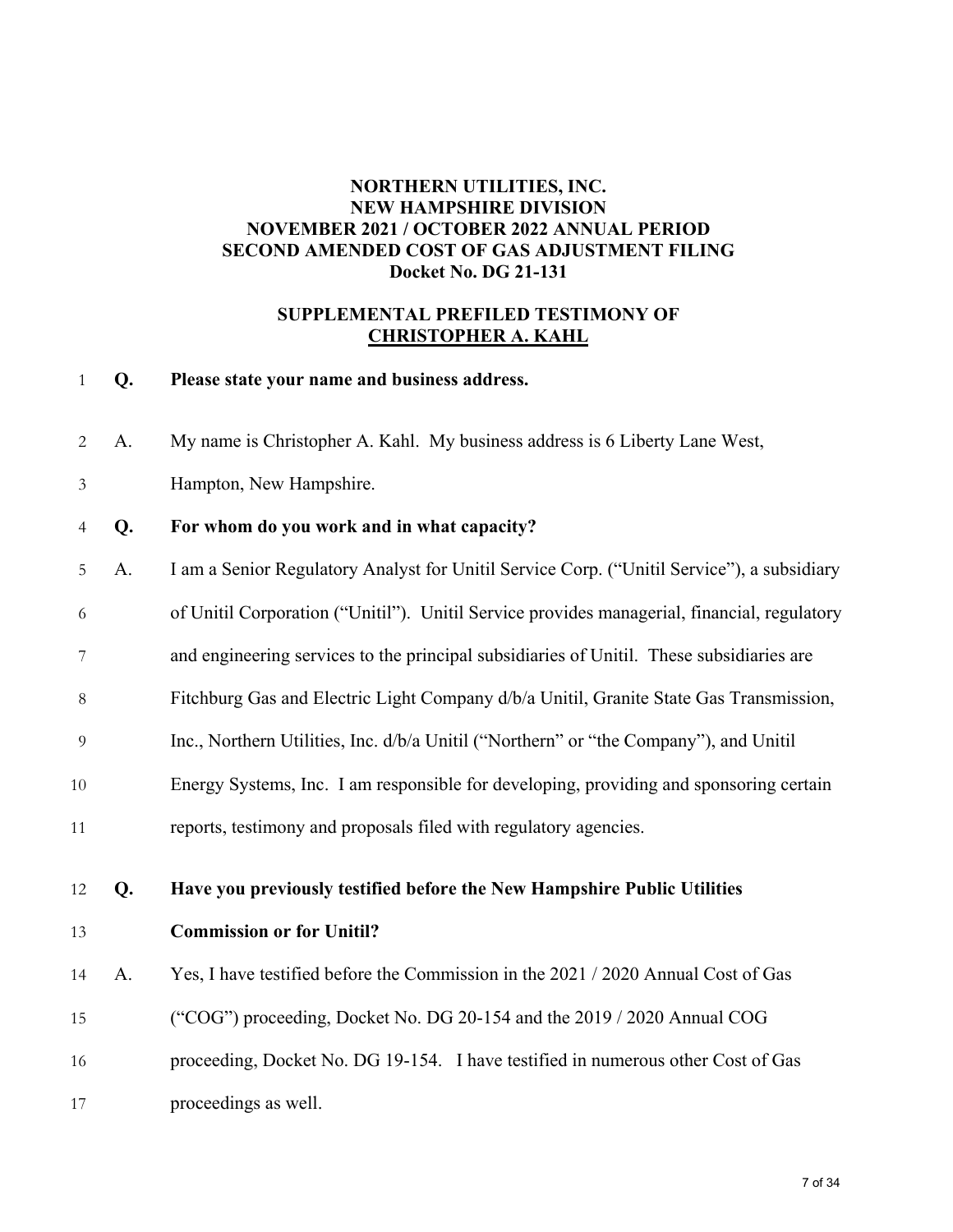**NORTHERN UTILITIES, INC.**
**NEW HAMPSHIRE DIVISION**
**NOVEMBER 2021 / OCTOBER 2022 ANNUAL PERIOD**
**SECOND AMENDED COST OF GAS ADJUSTMENT FILING**
**Docket No. DG 21-131**

**SUPPLEMENTAL PREFILED TESTIMONY OF**
**CHRISTOPHER A. KAHL**

**Q. Please state your name and business address.**

A. My name is Christopher A. Kahl. My business address is 6 Liberty Lane West, Hampton, New Hampshire.

**Q. For whom do you work and in what capacity?**

A. I am a Senior Regulatory Analyst for Unitil Service Corp. ("Unitil Service"), a subsidiary of Unitil Corporation ("Unitil"). Unitil Service provides managerial, financial, regulatory and engineering services to the principal subsidiaries of Unitil. These subsidiaries are Fitchburg Gas and Electric Light Company d/b/a Unitil, Granite State Gas Transmission, Inc., Northern Utilities, Inc. d/b/a Unitil ("Northern" or "the Company"), and Unitil Energy Systems, Inc. I am responsible for developing, providing and sponsoring certain reports, testimony and proposals filed with regulatory agencies.

**Q. Have you previously testified before the New Hampshire Public Utilities Commission or for Unitil?**

A. Yes, I have testified before the Commission in the 2021 / 2020 Annual Cost of Gas ("COG") proceeding, Docket No. DG 20-154 and the 2019 / 2020 Annual COG proceeding, Docket No. DG 19-154. I have testified in numerous other Cost of Gas proceedings as well.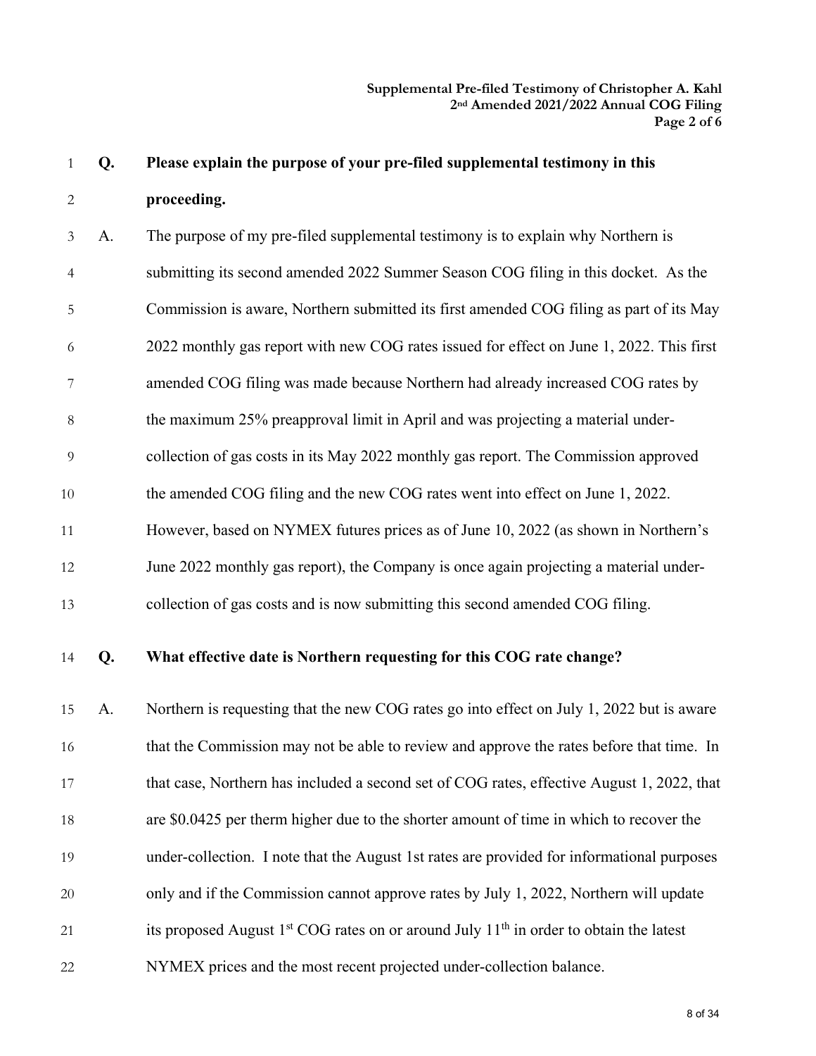**Q. Please explain the purpose of your pre-filed supplemental testimony in this proceeding.**

A. The purpose of my pre-filed supplemental testimony is to explain why Northern is submitting its second amended 2022 Summer Season COG filing in this docket. As the Commission is aware, Northern submitted its first amended COG filing as part of its May 2022 monthly gas report with new COG rates issued for effect on June 1, 2022. This first amended COG filing was made because Northern had already increased COG rates by the maximum 25% preapproval limit in April and was projecting a material under-collection of gas costs in its May 2022 monthly gas report. The Commission approved the amended COG filing and the new COG rates went into effect on June 1, 2022. However, based on NYMEX futures prices as of June 10, 2022 (as shown in Northern's June 2022 monthly gas report), the Company is once again projecting a material under-collection of gas costs and is now submitting this second amended COG filing.

**Q. What effective date is Northern requesting for this COG rate change?**

A. Northern is requesting that the new COG rates go into effect on July 1, 2022 but is aware that the Commission may not be able to review and approve the rates before that time. In that case, Northern has included a second set of COG rates, effective August 1, 2022, that are \$0.0425 per therm higher due to the shorter amount of time in which to recover the under-collection. I note that the August 1st rates are provided for informational purposes only and if the Commission cannot approve rates by July 1, 2022, Northern will update its proposed August 1st COG rates on or around July 11th in order to obtain the latest NYMEX prices and the most recent projected under-collection balance.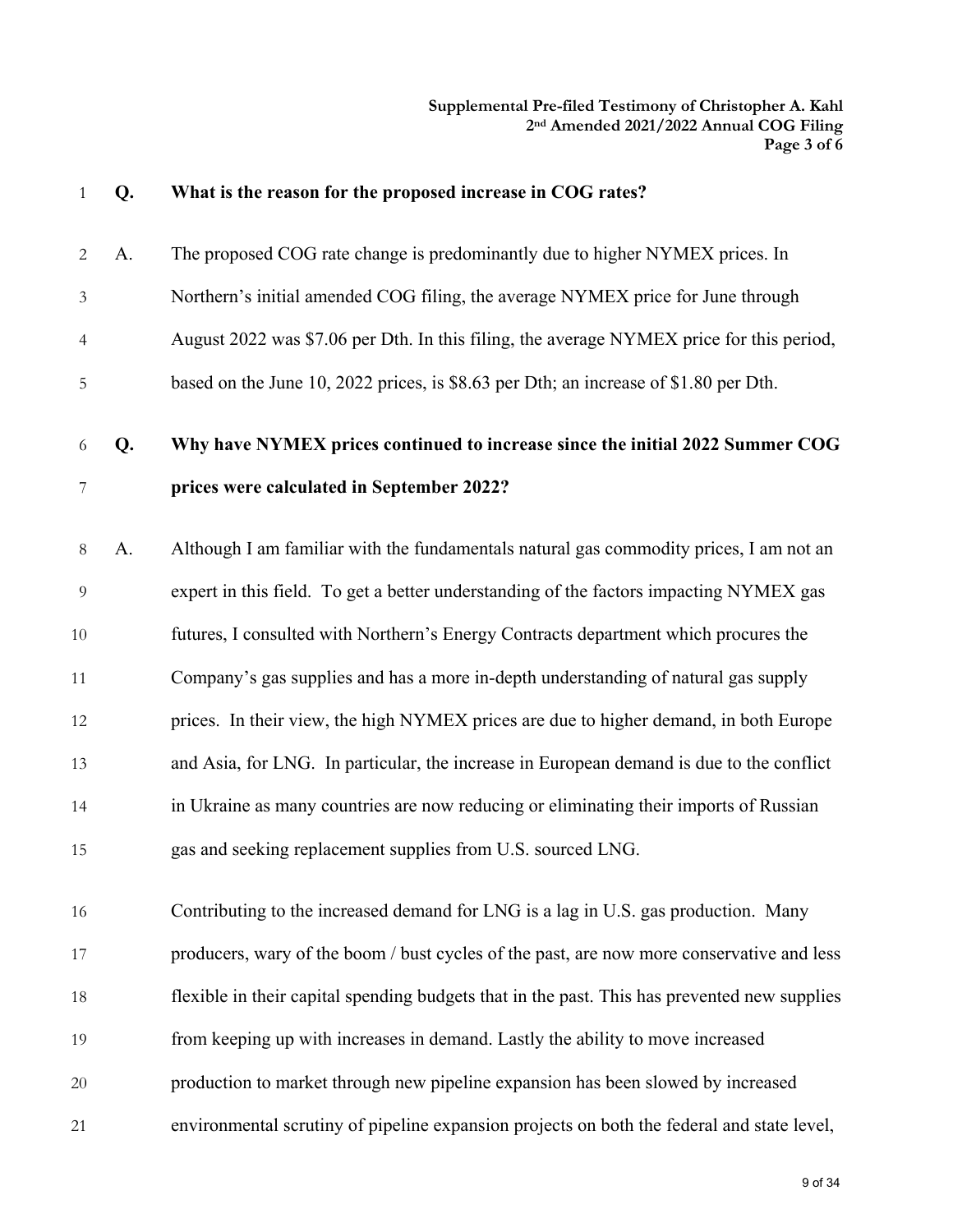**Q. What is the reason for the proposed increase in COG rates?**

A. The proposed COG rate change is predominantly due to higher NYMEX prices. In Northern's initial amended COG filing, the average NYMEX price for June through August 2022 was $7.06 per Dth. In this filing, the average NYMEX price for this period, based on the June 10, 2022 prices, is $8.63 per Dth; an increase of $1.80 per Dth.

**Q. Why have NYMEX prices continued to increase since the initial 2022 Summer COG prices were calculated in September 2022?**

A. Although I am familiar with the fundamentals natural gas commodity prices, I am not an expert in this field. To get a better understanding of the factors impacting NYMEX gas futures, I consulted with Northern's Energy Contracts department which procures the Company's gas supplies and has a more in-depth understanding of natural gas supply prices. In their view, the high NYMEX prices are due to higher demand, in both Europe and Asia, for LNG. In particular, the increase in European demand is due to the conflict in Ukraine as many countries are now reducing or eliminating their imports of Russian gas and seeking replacement supplies from U.S. sourced LNG.

Contributing to the increased demand for LNG is a lag in U.S. gas production. Many producers, wary of the boom / bust cycles of the past, are now more conservative and less flexible in their capital spending budgets that in the past. This has prevented new supplies from keeping up with increases in demand. Lastly the ability to move increased production to market through new pipeline expansion has been slowed by increased environmental scrutiny of pipeline expansion projects on both the federal and state level,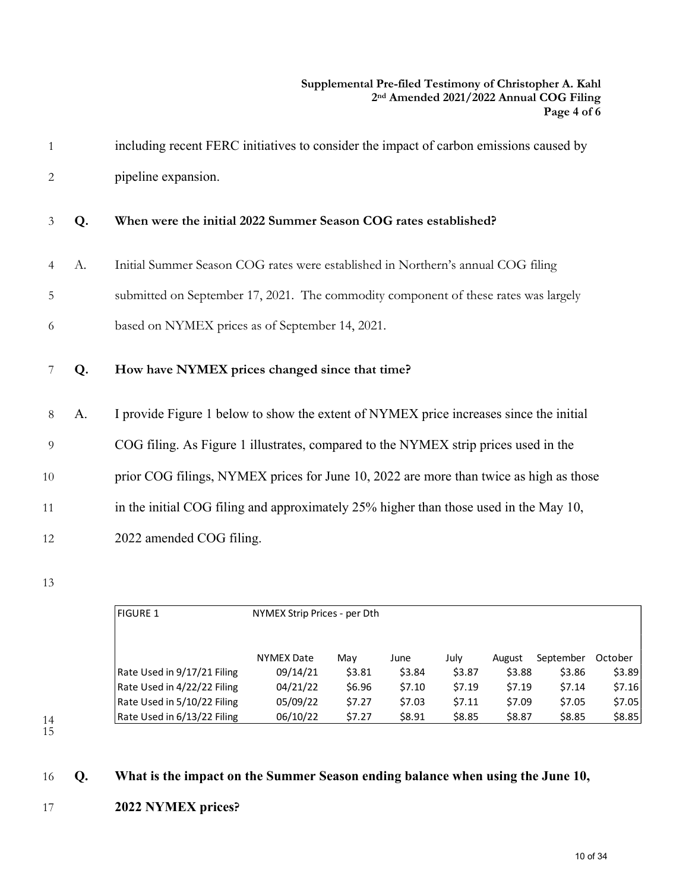including recent FERC initiatives to consider the impact of carbon emissions caused by pipeline expansion.

**Q. When were the initial 2022 Summer Season COG rates established?**

A. Initial Summer Season COG rates were established in Northern's annual COG filing submitted on September 17, 2021. The commodity component of these rates was largely based on NYMEX prices as of September 14, 2021.

**Q. How have NYMEX prices changed since that time?**

A. I provide Figure 1 below to show the extent of NYMEX price increases since the initial COG filing. As Figure 1 illustrates, compared to the NYMEX strip prices used in the prior COG filings, NYMEX prices for June 10, 2022 are more than twice as high as those in the initial COG filing and approximately 25% higher than those used in the May 10, 2022 amended COG filing.

| FIGURE 1 | NYMEX Strip Prices - per Dth | | | | | | |
|---|---|---|---|---|---|---|---|
| | NYMEX Date | May | June | July | August | September | October |
| Rate Used in 9/17/21 Filing | 09/14/21 | $3.81 | $3.84 | $3.87 | $3.88 | $3.86 | $3.89 |
| Rate Used in 4/22/22 Filing | 04/21/22 | $6.96 | $7.10 | $7.19 | $7.19 | $7.14 | $7.16 |
| Rate Used in 5/10/22 Filing | 05/09/22 | $7.27 | $7.03 | $7.11 | $7.09 | $7.05 | $7.05 |
| Rate Used in 6/13/22 Filing | 06/10/22 | $7.27 | $8.91 | $8.85 | $8.87 | $8.85 | $8.85 |

**Q. What is the impact on the Summer Season ending balance when using the June 10, 2022 NYMEX prices?**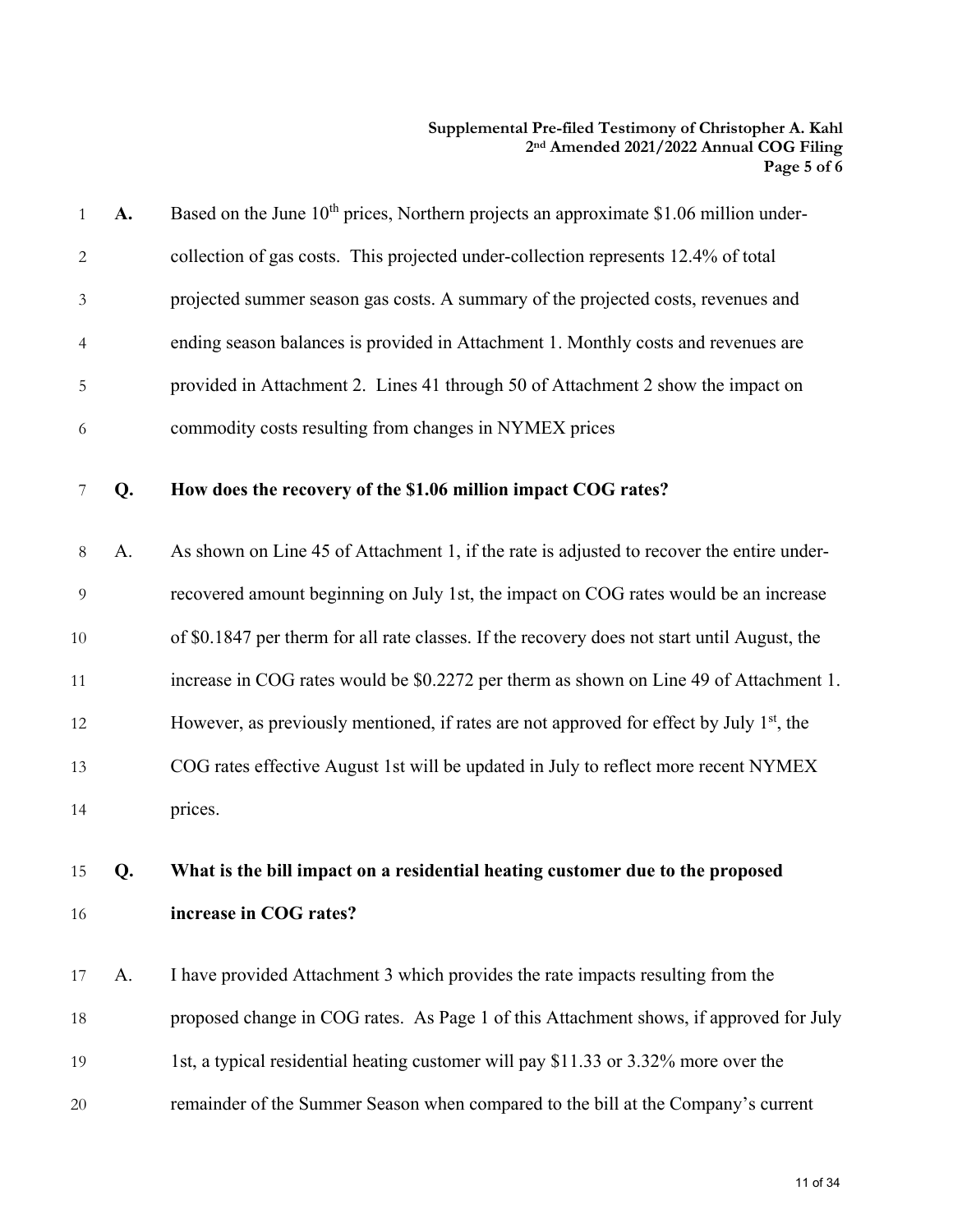A. Based on the June 10th prices, Northern projects an approximate $1.06 million under-collection of gas costs. This projected under-collection represents 12.4% of total projected summer season gas costs. A summary of the projected costs, revenues and ending season balances is provided in Attachment 1. Monthly costs and revenues are provided in Attachment 2. Lines 41 through 50 of Attachment 2 show the impact on commodity costs resulting from changes in NYMEX prices

**Q. How does the recovery of the $1.06 million impact COG rates?**

A. As shown on Line 45 of Attachment 1, if the rate is adjusted to recover the entire under-recovered amount beginning on July 1st, the impact on COG rates would be an increase of $0.1847 per therm for all rate classes. If the recovery does not start until August, the increase in COG rates would be $0.2272 per therm as shown on Line 49 of Attachment 1. However, as previously mentioned, if rates are not approved for effect by July 1st, the COG rates effective August 1st will be updated in July to reflect more recent NYMEX prices.

**Q. What is the bill impact on a residential heating customer due to the proposed increase in COG rates?**

A. I have provided Attachment 3 which provides the rate impacts resulting from the proposed change in COG rates. As Page 1 of this Attachment shows, if approved for July 1st, a typical residential heating customer will pay $11.33 or 3.32% more over the remainder of the Summer Season when compared to the bill at the Company's current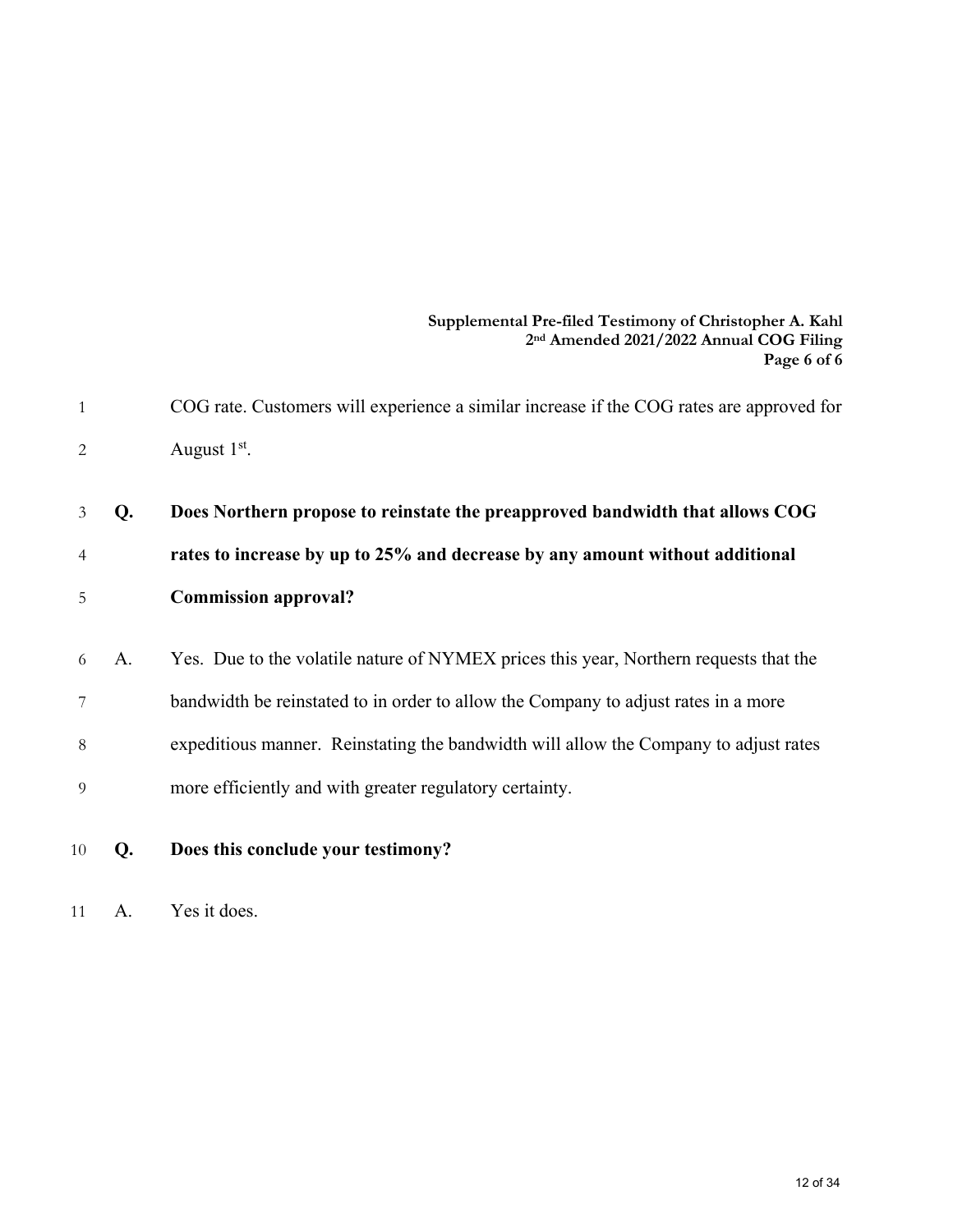COG rate. Customers will experience a similar increase if the COG rates are approved for August 1st.

**Q. Does Northern propose to reinstate the preapproved bandwidth that allows COG rates to increase by up to 25% and decrease by any amount without additional Commission approval?**

A. Yes. Due to the volatile nature of NYMEX prices this year, Northern requests that the bandwidth be reinstated to in order to allow the Company to adjust rates in a more expeditious manner. Reinstating the bandwidth will allow the Company to adjust rates more efficiently and with greater regulatory certainty.

**Q. Does this conclude your testimony?**

A. Yes it does.